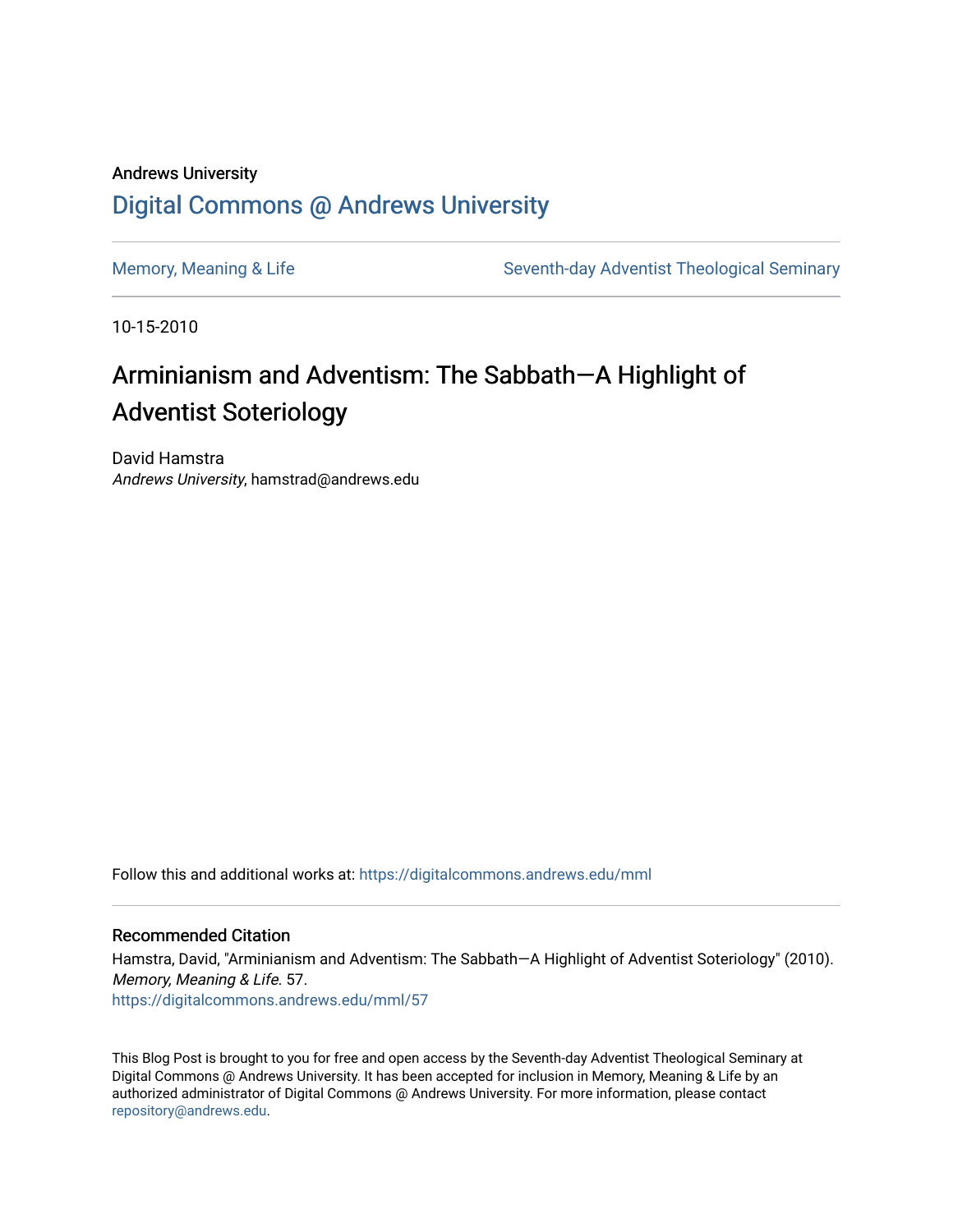Andrews University

# Digital Commons @ Andrews University

Memory, Meaning & Life

Seventh-day Adventist Theological Seminary

10-15-2010

# Arminianism and Adventism: The Sabbath—A Highlight of Adventist Soteriology

David Hamstra
*Andrews University*, hamstrad@andrews.edu

Follow this and additional works at: https://digitalcommons.andrews.edu/mml

### Recommended Citation

Hamstra, David, "Arminianism and Adventism: The Sabbath—A Highlight of Adventist Soteriology" (2010). *Memory, Meaning & Life*. 57.
https://digitalcommons.andrews.edu/mml/57

This Blog Post is brought to you for free and open access by the Seventh-day Adventist Theological Seminary at Digital Commons @ Andrews University. It has been accepted for inclusion in Memory, Meaning & Life by an authorized administrator of Digital Commons @ Andrews University. For more information, please contact repository@andrews.edu.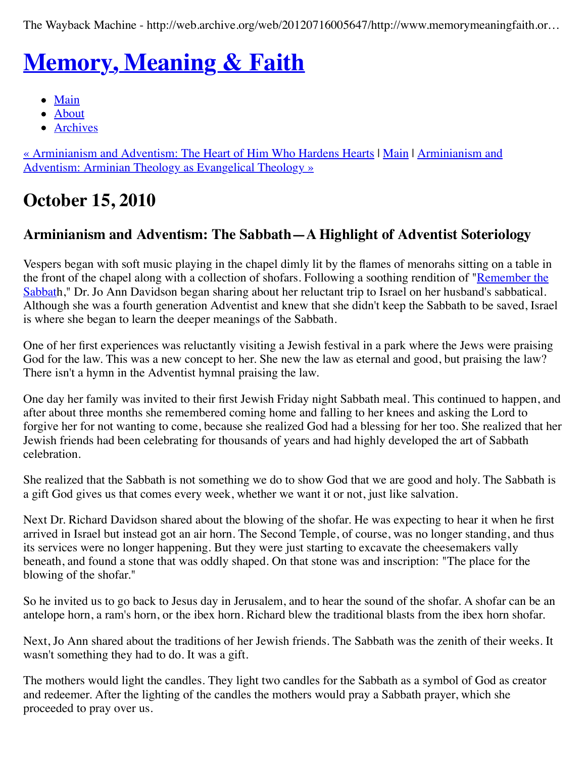The Wayback Machine - http://web.archive.org/web/20120716005647/http://www.memorymeaningfaith.or…

# Memory, Meaning & Faith

- Main
- About
- Archives

« Arminianism and Adventism: The Heart of Him Who Hardens Hearts | Main | Arminianism and Adventism: Arminian Theology as Evangelical Theology »

## October 15, 2010

### Arminianism and Adventism: The Sabbath—A Highlight of Adventist Soteriology

Vespers began with soft music playing in the chapel dimly lit by the flames of menorahs sitting on a table in the front of the chapel along with a collection of shofars. Following a soothing rendition of "Remember the Sabbath," Dr. Jo Ann Davidson began sharing about her reluctant trip to Israel on her husband's sabbatical. Although she was a fourth generation Adventist and knew that she didn't keep the Sabbath to be saved, Israel is where she began to learn the deeper meanings of the Sabbath.

One of her first experiences was reluctantly visiting a Jewish festival in a park where the Jews were praising God for the law. This was a new concept to her. She new the law as eternal and good, but praising the law? There isn't a hymn in the Adventist hymnal praising the law.

One day her family was invited to their first Jewish Friday night Sabbath meal. This continued to happen, and after about three months she remembered coming home and falling to her knees and asking the Lord to forgive her for not wanting to come, because she realized God had a blessing for her too. She realized that her Jewish friends had been celebrating for thousands of years and had highly developed the art of Sabbath celebration.

She realized that the Sabbath is not something we do to show God that we are good and holy. The Sabbath is a gift God gives us that comes every week, whether we want it or not, just like salvation.

Next Dr. Richard Davidson shared about the blowing of the shofar. He was expecting to hear it when he first arrived in Israel but instead got an air horn. The Second Temple, of course, was no longer standing, and thus its services were no longer happening. But they were just starting to excavate the cheesemakers vally beneath, and found a stone that was oddly shaped. On that stone was and inscription: "The place for the blowing of the shofar."

So he invited us to go back to Jesus day in Jerusalem, and to hear the sound of the shofar. A shofar can be an antelope horn, a ram's horn, or the ibex horn. Richard blew the traditional blasts from the ibex horn shofar.

Next, Jo Ann shared about the traditions of her Jewish friends. The Sabbath was the zenith of their weeks. It wasn't something they had to do. It was a gift.

The mothers would light the candles. They light two candles for the Sabbath as a symbol of God as creator and redeemer. After the lighting of the candles the mothers would pray a Sabbath prayer, which she proceeded to pray over us.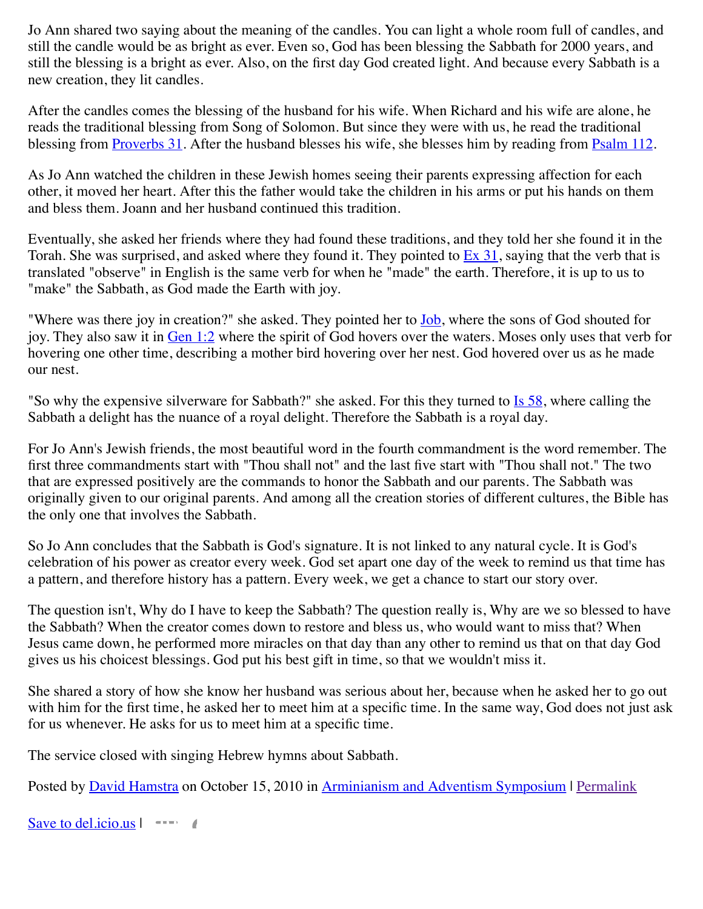Jo Ann shared two saying about the meaning of the candles. You can light a whole room full of candles, and still the candle would be as bright as ever. Even so, God has been blessing the Sabbath for 2000 years, and still the blessing is a bright as ever. Also, on the first day God created light. And because every Sabbath is a new creation, they lit candles.

After the candles comes the blessing of the husband for his wife. When Richard and his wife are alone, he reads the traditional blessing from Song of Solomon. But since they were with us, he read the traditional blessing from Proverbs 31. After the husband blesses his wife, she blesses him by reading from Psalm 112.

As Jo Ann watched the children in these Jewish homes seeing their parents expressing affection for each other, it moved her heart. After this the father would take the children in his arms or put his hands on them and bless them. Joann and her husband continued this tradition.

Eventually, she asked her friends where they had found these traditions, and they told her she found it in the Torah. She was surprised, and asked where they found it. They pointed to Ex 31, saying that the verb that is translated "observe" in English is the same verb for when he "made" the earth. Therefore, it is up to us to "make" the Sabbath, as God made the Earth with joy.

"Where was there joy in creation?" she asked. They pointed her to Job, where the sons of God shouted for joy. They also saw it in Gen 1:2 where the spirit of God hovers over the waters. Moses only uses that verb for hovering one other time, describing a mother bird hovering over her nest. God hovered over us as he made our nest.

"So why the expensive silverware for Sabbath?" she asked. For this they turned to Is 58, where calling the Sabbath a delight has the nuance of a royal delight. Therefore the Sabbath is a royal day.

For Jo Ann's Jewish friends, the most beautiful word in the fourth commandment is the word remember. The first three commandments start with "Thou shall not" and the last five start with "Thou shall not." The two that are expressed positively are the commands to honor the Sabbath and our parents. The Sabbath was originally given to our original parents. And among all the creation stories of different cultures, the Bible has the only one that involves the Sabbath.

So Jo Ann concludes that the Sabbath is God's signature. It is not linked to any natural cycle. It is God's celebration of his power as creator every week. God set apart one day of the week to remind us that time has a pattern, and therefore history has a pattern. Every week, we get a chance to start our story over.

The question isn't, Why do I have to keep the Sabbath? The question really is, Why are we so blessed to have the Sabbath? When the creator comes down to restore and bless us, who would want to miss that? When Jesus came down, he performed more miracles on that day than any other to remind us that on that day God gives us his choicest blessings. God put his best gift in time, so that we wouldn't miss it.

She shared a story of how she know her husband was serious about her, because when he asked her to go out with him for the first time, he asked her to meet him at a specific time. In the same way, God does not just ask for us whenever. He asks for us to meet him at a specific time.

The service closed with singing Hebrew hymns about Sabbath.

Posted by David Hamstra on October 15, 2010 in Arminianism and Adventism Symposium | Permalink

Save to del.icio.us |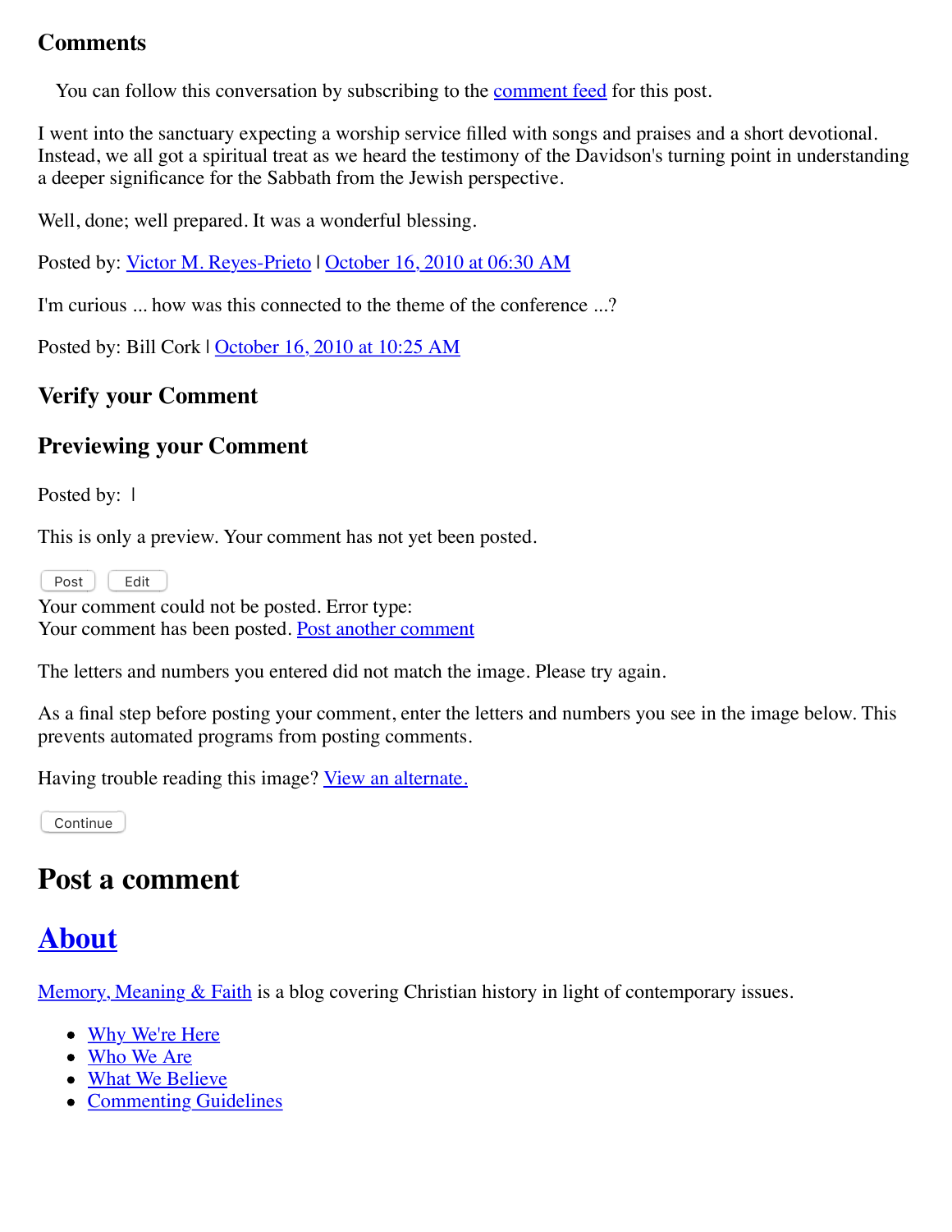### Comments

You can follow this conversation by subscribing to the comment feed for this post.

I went into the sanctuary expecting a worship service filled with songs and praises and a short devotional. Instead, we all got a spiritual treat as we heard the testimony of the Davidson's turning point in understanding a deeper significance for the Sabbath from the Jewish perspective.

Well, done; well prepared. It was a wonderful blessing.

Posted by: Victor M. Reyes-Prieto | October 16, 2010 at 06:30 AM

I'm curious ... how was this connected to the theme of the conference ...?

Posted by: Bill Cork | October 16, 2010 at 10:25 AM

### Verify your Comment

### Previewing your Comment

Posted by: |

This is only a preview. Your comment has not yet been posted.

Post Edit

Your comment could not be posted. Error type:
Your comment has been posted. Post another comment

The letters and numbers you entered did not match the image. Please try again.

As a final step before posting your comment, enter the letters and numbers you see in the image below. This prevents automated programs from posting comments.

Having trouble reading this image? View an alternate.

Continue

## Post a comment

## About

Memory, Meaning & Faith is a blog covering Christian history in light of contemporary issues.

- Why We're Here
- Who We Are
- What We Believe
- Commenting Guidelines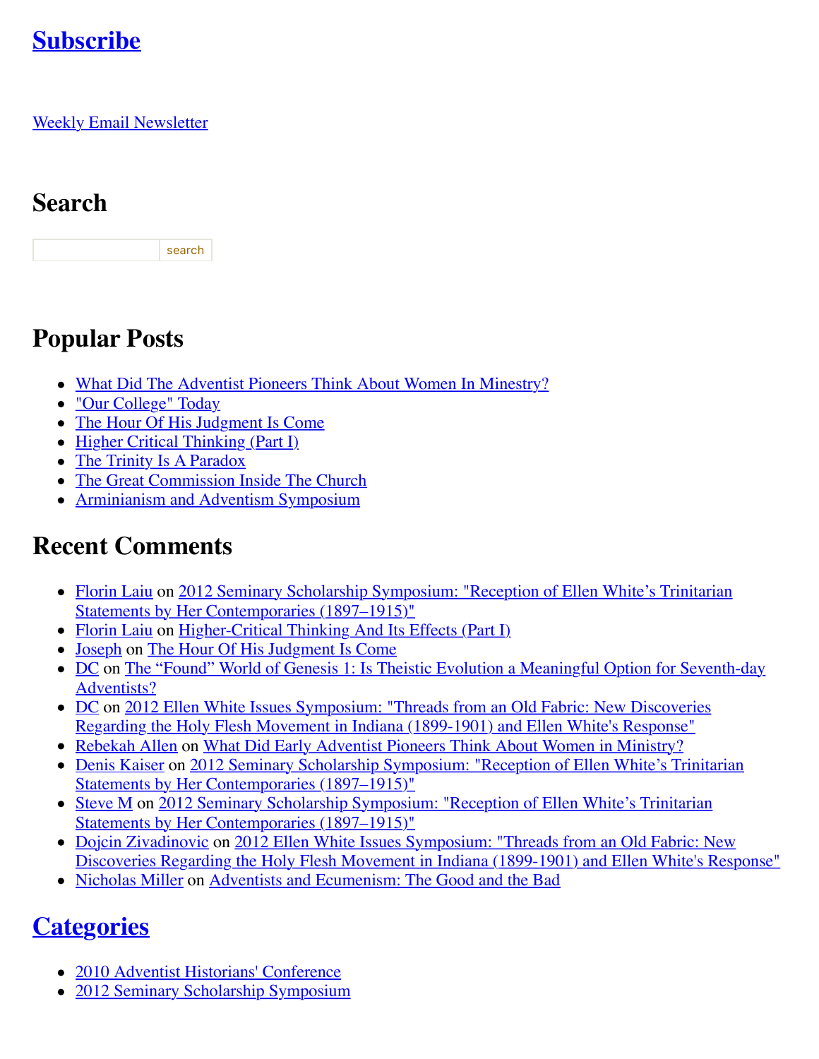## Subscribe

Weekly Email Newsletter

## Search

search

## Popular Posts

- What Did The Adventist Pioneers Think About Women In Minestry?
- "Our College" Today
- The Hour Of His Judgment Is Come
- Higher Critical Thinking (Part I)
- The Trinity Is A Paradox
- The Great Commission Inside The Church
- Arminianism and Adventism Symposium

## Recent Comments

- Florin Laiu on 2012 Seminary Scholarship Symposium: "Reception of Ellen White's Trinitarian Statements by Her Contemporaries (1897–1915)"
- Florin Laiu on Higher-Critical Thinking And Its Effects (Part I)
- Joseph on The Hour Of His Judgment Is Come
- DC on The "Found" World of Genesis 1: Is Theistic Evolution a Meaningful Option for Seventh-day Adventists?
- DC on 2012 Ellen White Issues Symposium: "Threads from an Old Fabric: New Discoveries Regarding the Holy Flesh Movement in Indiana (1899-1901) and Ellen White's Response"
- Rebekah Allen on What Did Early Adventist Pioneers Think About Women in Ministry?
- Denis Kaiser on 2012 Seminary Scholarship Symposium: "Reception of Ellen White's Trinitarian Statements by Her Contemporaries (1897–1915)"
- Steve M on 2012 Seminary Scholarship Symposium: "Reception of Ellen White's Trinitarian Statements by Her Contemporaries (1897–1915)"
- Dojcin Zivadinovic on 2012 Ellen White Issues Symposium: "Threads from an Old Fabric: New Discoveries Regarding the Holy Flesh Movement in Indiana (1899-1901) and Ellen White's Response"
- Nicholas Miller on Adventists and Ecumenism: The Good and the Bad

## Categories

- 2010 Adventist Historians' Conference
- 2012 Seminary Scholarship Symposium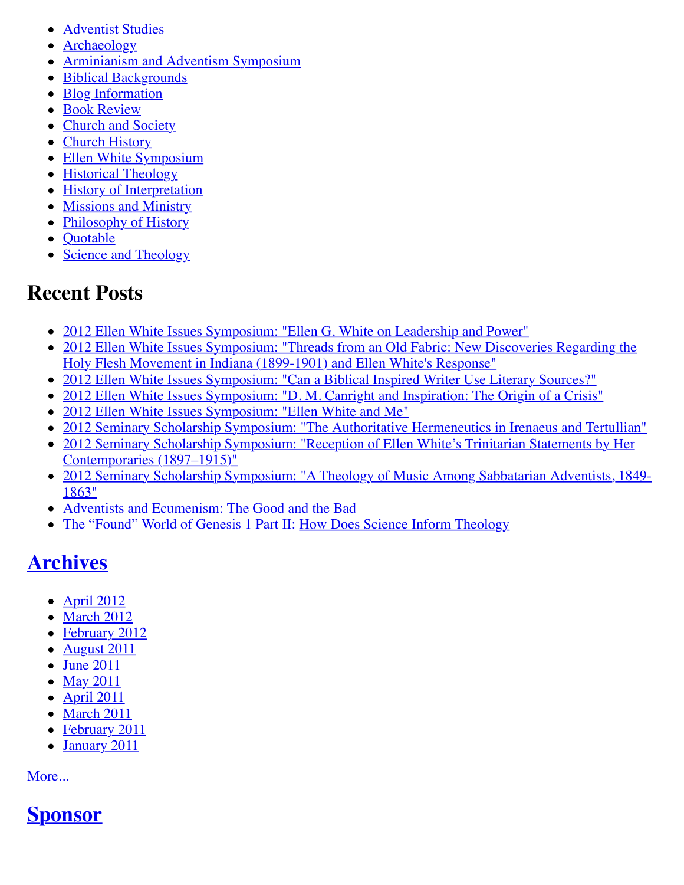- Adventist Studies
- Archaeology
- Arminianism and Adventism Symposium
- Biblical Backgrounds
- Blog Information
- Book Review
- Church and Society
- Church History
- Ellen White Symposium
- Historical Theology
- History of Interpretation
- Missions and Ministry
- Philosophy of History
- Quotable
- Science and Theology

## Recent Posts

- 2012 Ellen White Issues Symposium: "Ellen G. White on Leadership and Power"
- 2012 Ellen White Issues Symposium: "Threads from an Old Fabric: New Discoveries Regarding the Holy Flesh Movement in Indiana (1899-1901) and Ellen White's Response"
- 2012 Ellen White Issues Symposium: "Can a Biblical Inspired Writer Use Literary Sources?"
- 2012 Ellen White Issues Symposium: "D. M. Canright and Inspiration: The Origin of a Crisis"
- 2012 Ellen White Issues Symposium: "Ellen White and Me"
- 2012 Seminary Scholarship Symposium: "The Authoritative Hermeneutics in Irenaeus and Tertullian"
- 2012 Seminary Scholarship Symposium: "Reception of Ellen White's Trinitarian Statements by Her Contemporaries (1897–1915)"
- 2012 Seminary Scholarship Symposium: "A Theology of Music Among Sabbatarian Adventists, 1849-1863"
- Adventists and Ecumenism: The Good and the Bad
- The "Found" World of Genesis 1 Part II: How Does Science Inform Theology

## Archives

- April 2012
- March 2012
- February 2012
- August 2011
- June 2011
- May 2011
- April 2011
- March 2011
- February 2011
- January 2011

More...

## Sponsor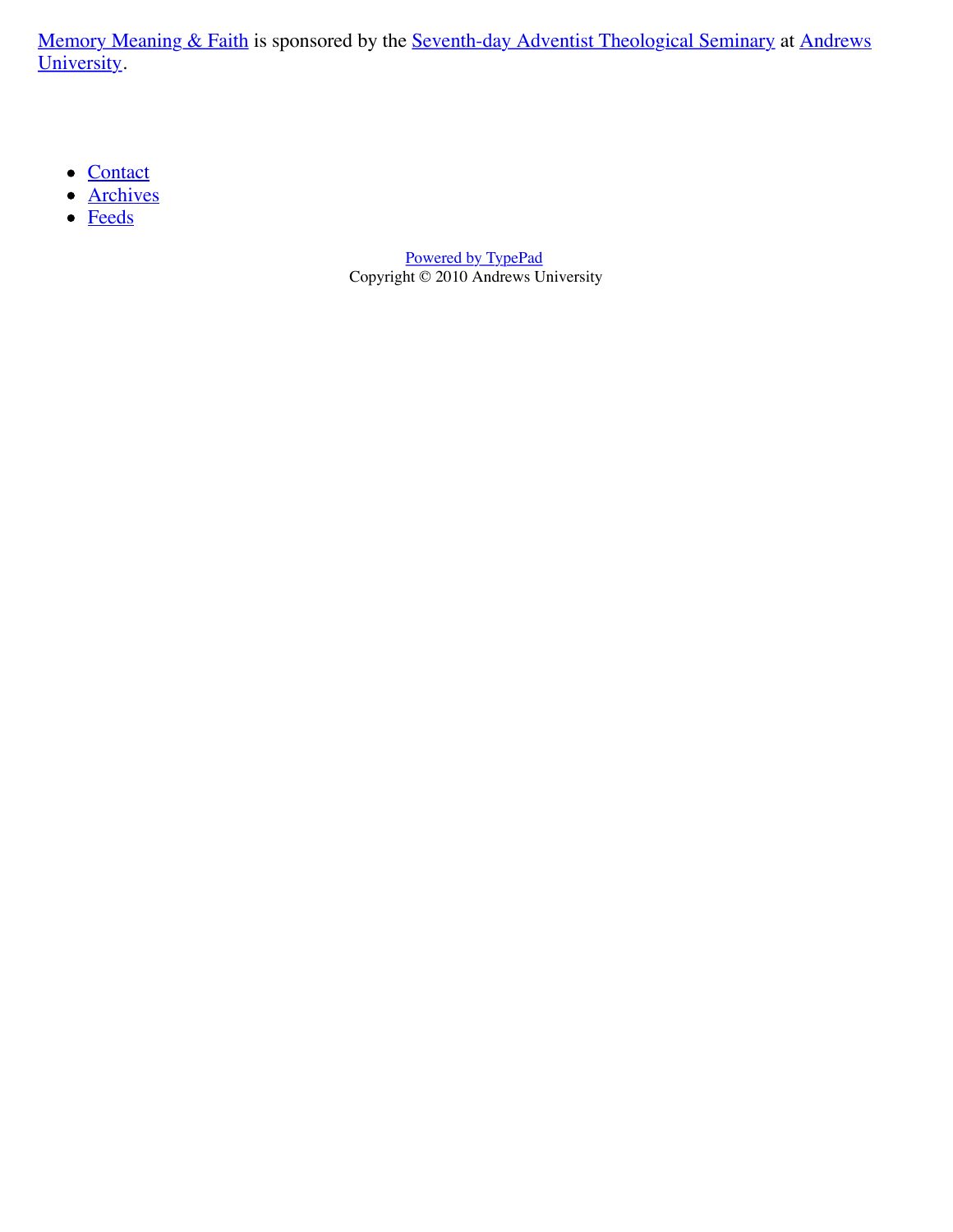Memory Meaning & Faith is sponsored by the Seventh-day Adventist Theological Seminary at Andrews University.

- Contact
- Archives
- Feeds

Powered by TypePad
Copyright © 2010 Andrews University